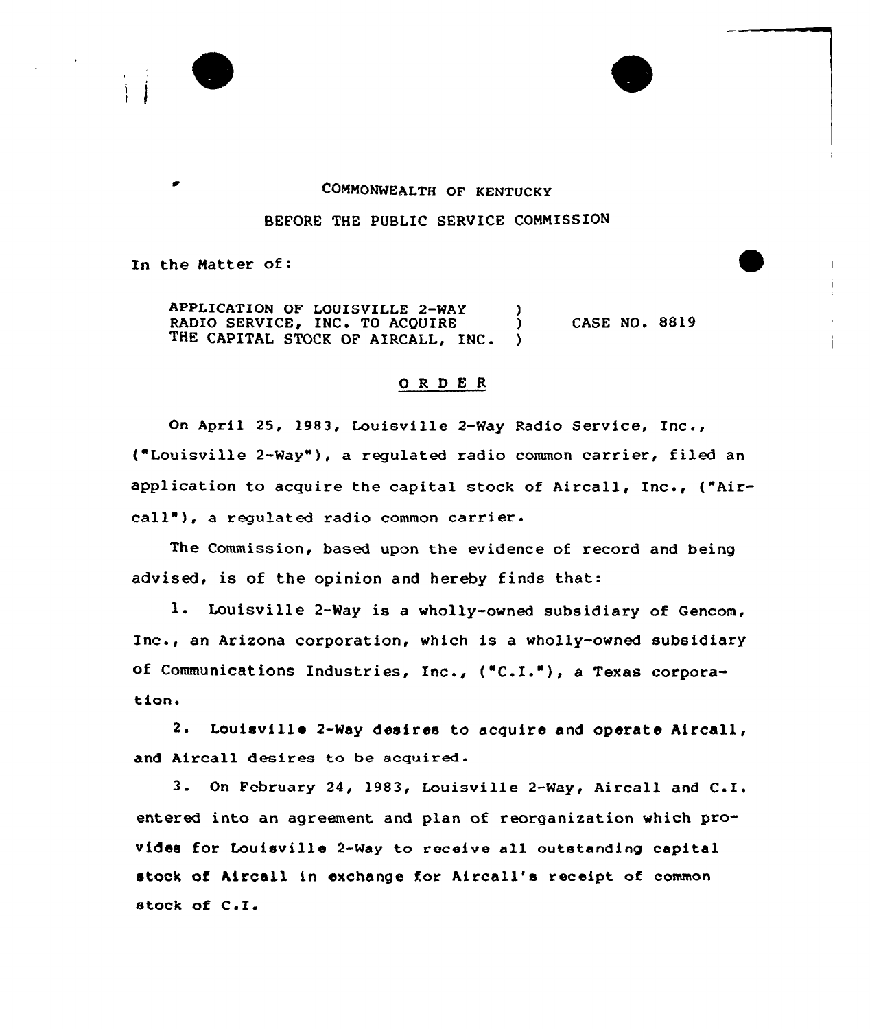COMMONWEALTH OF KENTUCKY

BEFORE THE PUBLIC SERVICE COMMISSION

In the Matter of:

APPLICATION OF LOUISVILLE 2-WAY RADIO SERVICE, INC. TO ACQUIRE THE CAPITAL STOCK OF AIRCALL, INC. ) CASE NO. 8819

# O R D E R

On April 25, 1983, Louisville 2-Way Radio Service, Inc., ("Louisville 2-Way"), a regulated radio common carrier, filed an application to acquire the capital stock of Aircall, Inc., ("Aircall"), a regulated radio common carrier.

The Commission, based upon the evidence of record and being advised, is of the opinion and hereby finds that:

1. Louisville 2-Way is a wholly-owned subsidiary of Gencom, Inc., an Arizona corporation, which is a wholly-owned subsidiary of Communications Industries, Inc., ("C.I."), a Texas corporation.

2. Louisville 2-Way desires to acquire and operate Aircall, and Aircall desires to be acquired.

3. On February 24, 1983, Louisville 2-Way, Aircall and C.I. entered into an agreement and plan of reorganization which provides for Louisville 2-Way to receive all outstanding capital stock of Aircall in exchange for Aircall's receipt of common stock of C.I.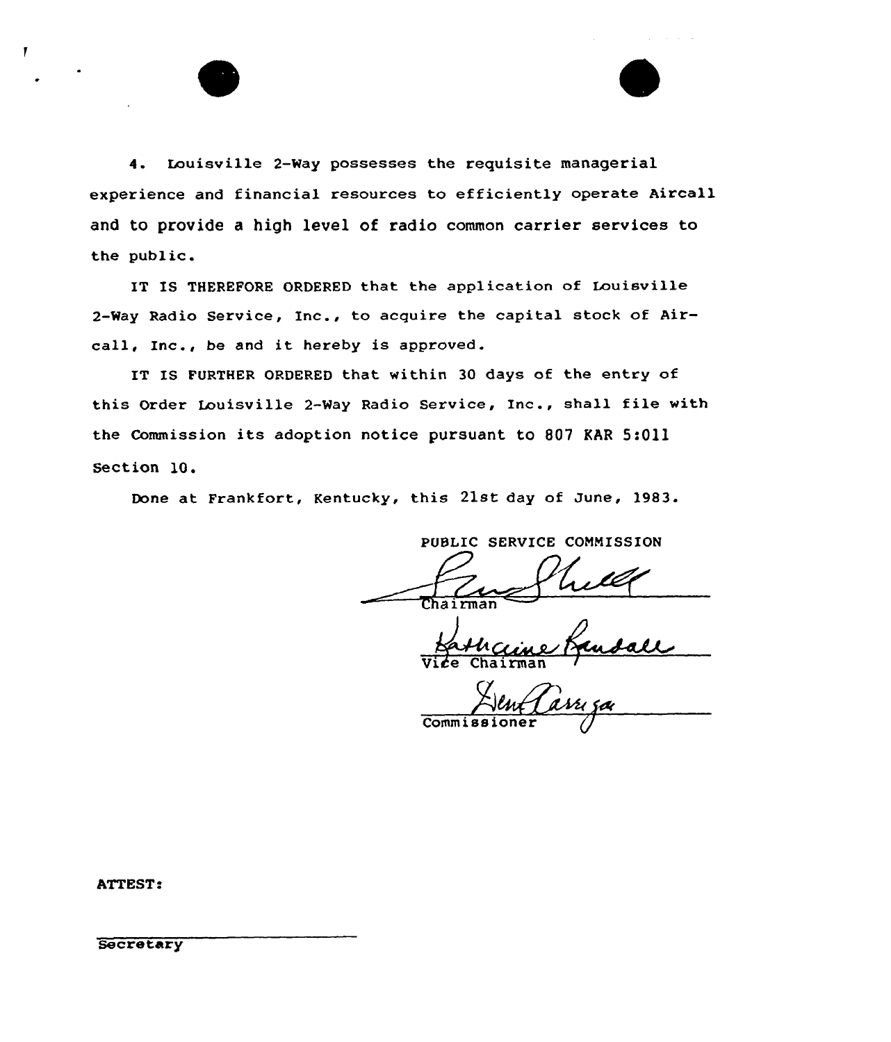4. Louisville 2-Way possesses the requisite managerial experience and financial resources to efficiently operate Aircall and to provide a high level of radio common carrier services to the public.

IT IS THEREFORE ORDERED that the application of Louisville 2-Way Radio Service, Inc., to acquire the capital stock of Aircall, Inc., be and it hereby is approved.

IT IS FURTHER ORDERED that within 30 days of the entry of this Order Louisville 2-Way Radio Service, Inc., shall file with the Commission its adoption notice pursuant to 807 KAR 5:011 Section 10.

Done at Frankfort, Kentucky, this 21st day of June, 1983.

PUBLIC SERVICE COMMISSION

Chairman

Vice Chairman

Commissioner

ATTEST:

Secretary